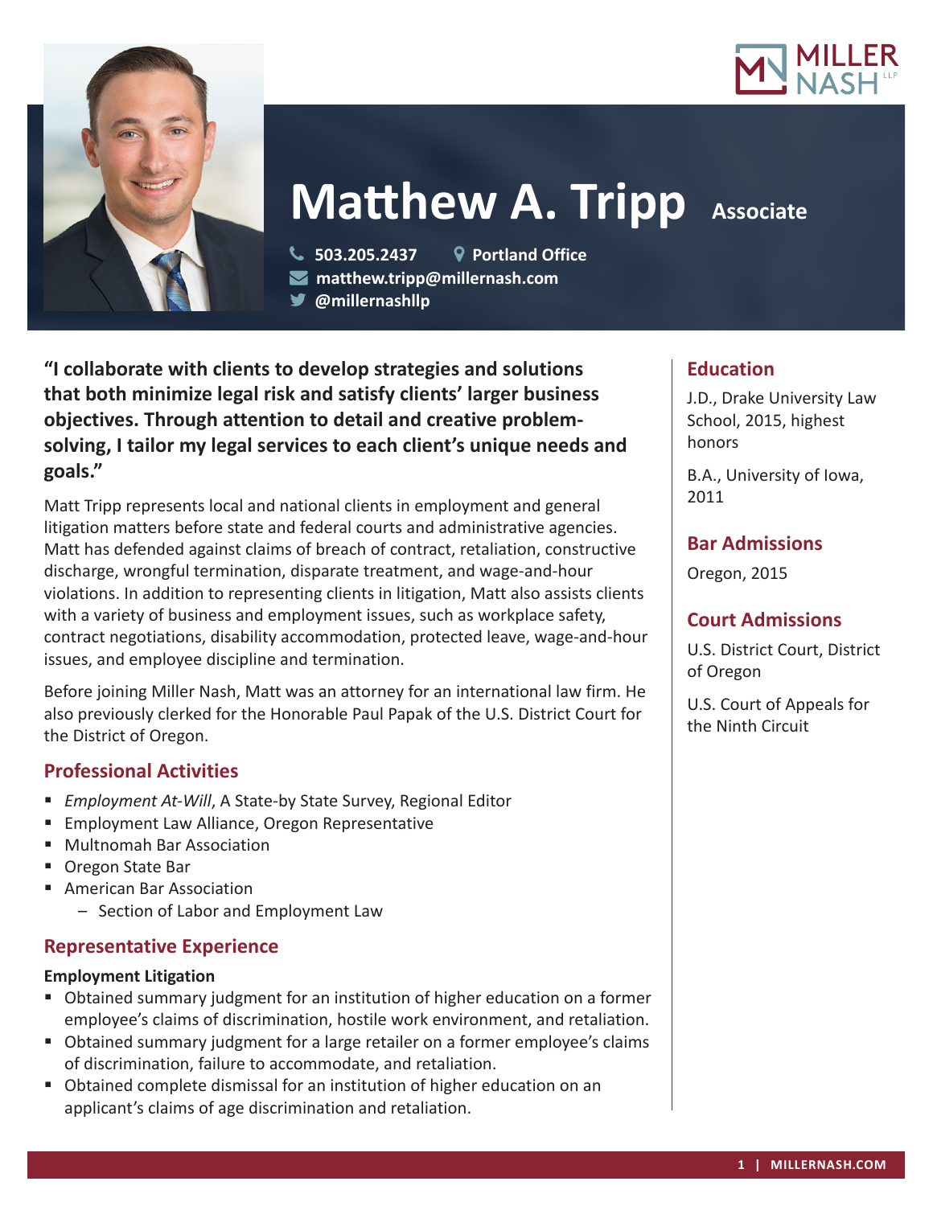# Matthew A. Tripp

Associate

503.205.2437 | Portland Office
matthew.tripp@millernash.com
@millernashllp

**"I collaborate with clients to develop strategies and solutions that both minimize legal risk and satisfy clients' larger business objectives. Through attention to detail and creative problem-solving, I tailor my legal services to each client's unique needs and goals."**

Matt Tripp represents local and national clients in employment and general litigation matters before state and federal courts and administrative agencies. Matt has defended against claims of breach of contract, retaliation, constructive discharge, wrongful termination, disparate treatment, and wage-and-hour violations. In addition to representing clients in litigation, Matt also assists clients with a variety of business and employment issues, such as workplace safety, contract negotiations, disability accommodation, protected leave, wage-and-hour issues, and employee discipline and termination.

Before joining Miller Nash, Matt was an attorney for an international law firm. He also previously clerked for the Honorable Paul Papak of the U.S. District Court for the District of Oregon.

## Professional Activities

- *Employment At-Will*, A State-by State Survey, Regional Editor
- Employment Law Alliance, Oregon Representative
- Multnomah Bar Association
- Oregon State Bar
- American Bar Association
  - Section of Labor and Employment Law

## Representative Experience

**Employment Litigation**

- Obtained summary judgment for an institution of higher education on a former employee's claims of discrimination, hostile work environment, and retaliation.
- Obtained summary judgment for a large retailer on a former employee's claims of discrimination, failure to accommodate, and retaliation.
- Obtained complete dismissal for an institution of higher education on an applicant's claims of age discrimination and retaliation.

## Education

J.D., Drake University Law School, 2015, highest honors

B.A., University of Iowa, 2011

## Bar Admissions

Oregon, 2015

## Court Admissions

U.S. District Court, District of Oregon

U.S. Court of Appeals for the Ninth Circuit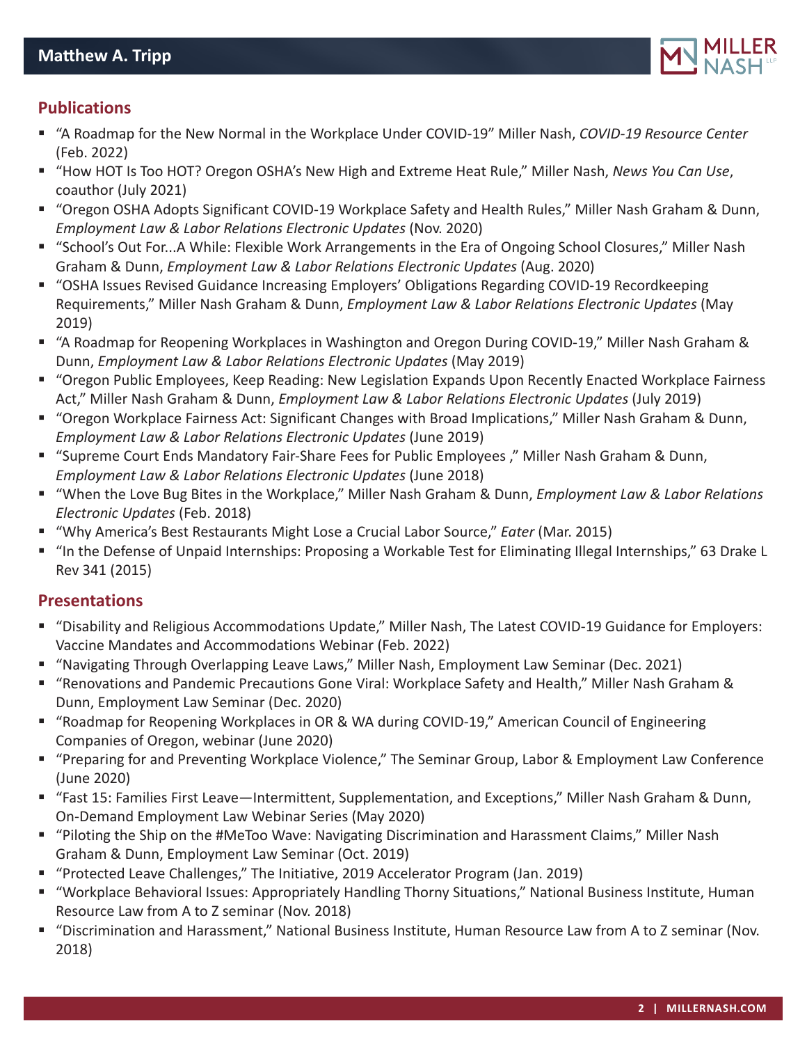## Publications

- "A Roadmap for the New Normal in the Workplace Under COVID-19" Miller Nash, *COVID-19 Resource Center* (Feb. 2022)
- "How HOT Is Too HOT? Oregon OSHA's New High and Extreme Heat Rule," Miller Nash, *News You Can Use*, coauthor (July 2021)
- "Oregon OSHA Adopts Significant COVID-19 Workplace Safety and Health Rules," Miller Nash Graham & Dunn, *Employment Law & Labor Relations Electronic Updates* (Nov. 2020)
- "School's Out For...A While: Flexible Work Arrangements in the Era of Ongoing School Closures," Miller Nash Graham & Dunn, *Employment Law & Labor Relations Electronic Updates* (Aug. 2020)
- "OSHA Issues Revised Guidance Increasing Employers' Obligations Regarding COVID-19 Recordkeeping Requirements," Miller Nash Graham & Dunn, *Employment Law & Labor Relations Electronic Updates* (May 2019)
- "A Roadmap for Reopening Workplaces in Washington and Oregon During COVID-19," Miller Nash Graham & Dunn, *Employment Law & Labor Relations Electronic Updates* (May 2019)
- "Oregon Public Employees, Keep Reading: New Legislation Expands Upon Recently Enacted Workplace Fairness Act," Miller Nash Graham & Dunn, *Employment Law & Labor Relations Electronic Updates* (July 2019)
- "Oregon Workplace Fairness Act: Significant Changes with Broad Implications," Miller Nash Graham & Dunn, *Employment Law & Labor Relations Electronic Updates* (June 2019)
- "Supreme Court Ends Mandatory Fair-Share Fees for Public Employees ," Miller Nash Graham & Dunn, *Employment Law & Labor Relations Electronic Updates* (June 2018)
- "When the Love Bug Bites in the Workplace," Miller Nash Graham & Dunn, *Employment Law & Labor Relations Electronic Updates* (Feb. 2018)
- "Why America's Best Restaurants Might Lose a Crucial Labor Source," *Eater* (Mar. 2015)
- "In the Defense of Unpaid Internships: Proposing a Workable Test for Eliminating Illegal Internships," 63 Drake L Rev 341 (2015)

## Presentations

- "Disability and Religious Accommodations Update," Miller Nash, The Latest COVID-19 Guidance for Employers: Vaccine Mandates and Accommodations Webinar (Feb. 2022)
- "Navigating Through Overlapping Leave Laws," Miller Nash, Employment Law Seminar (Dec. 2021)
- "Renovations and Pandemic Precautions Gone Viral: Workplace Safety and Health," Miller Nash Graham & Dunn, Employment Law Seminar (Dec. 2020)
- "Roadmap for Reopening Workplaces in OR & WA during COVID-19," American Council of Engineering Companies of Oregon, webinar (June 2020)
- "Preparing for and Preventing Workplace Violence," The Seminar Group, Labor & Employment Law Conference (June 2020)
- "Fast 15: Families First Leave—Intermittent, Supplementation, and Exceptions," Miller Nash Graham & Dunn, On-Demand Employment Law Webinar Series (May 2020)
- "Piloting the Ship on the #MeToo Wave: Navigating Discrimination and Harassment Claims," Miller Nash Graham & Dunn, Employment Law Seminar (Oct. 2019)
- "Protected Leave Challenges," The Initiative, 2019 Accelerator Program (Jan. 2019)
- "Workplace Behavioral Issues: Appropriately Handling Thorny Situations," National Business Institute, Human Resource Law from A to Z seminar (Nov. 2018)
- "Discrimination and Harassment," National Business Institute, Human Resource Law from A to Z seminar (Nov. 2018)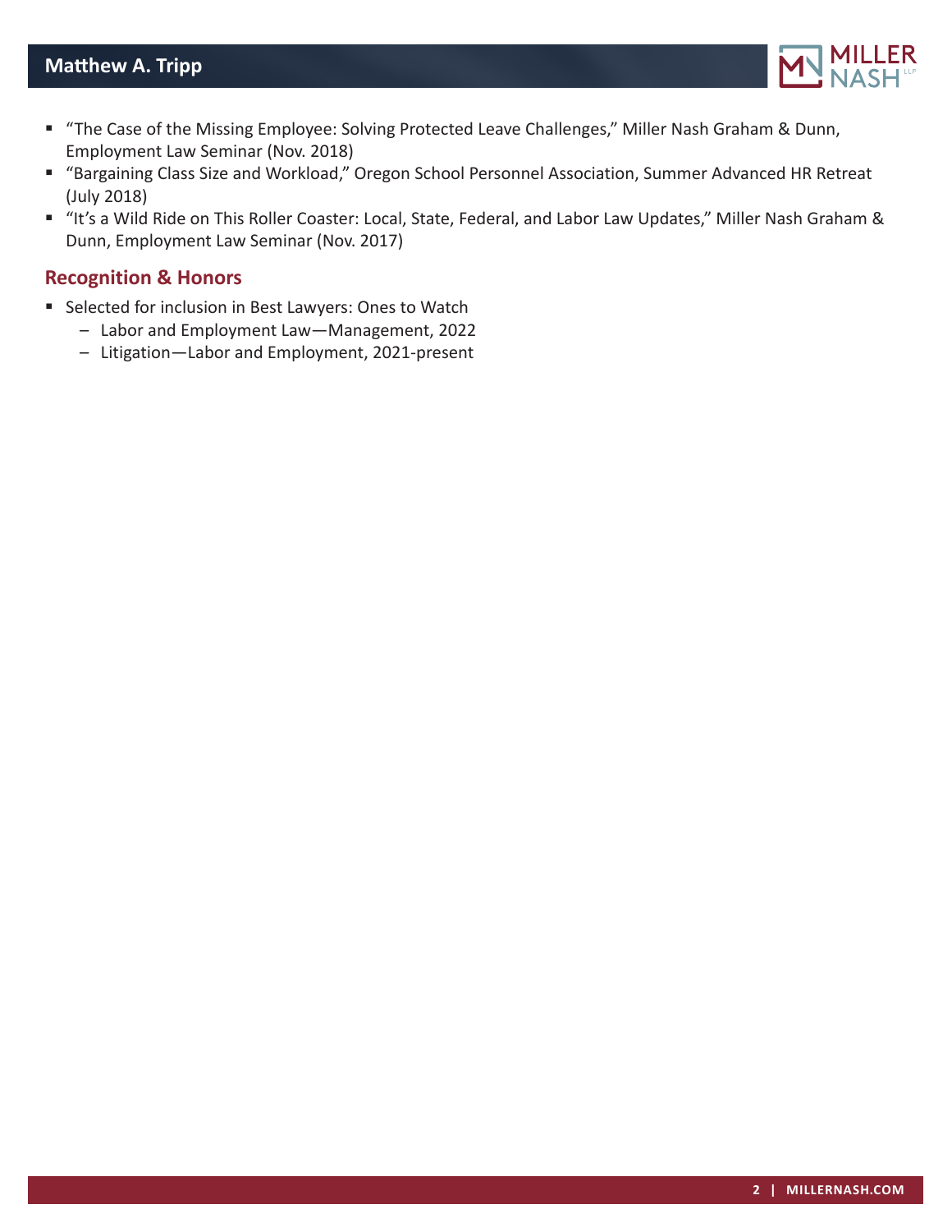- "The Case of the Missing Employee: Solving Protected Leave Challenges," Miller Nash Graham & Dunn, Employment Law Seminar (Nov. 2018)
- "Bargaining Class Size and Workload," Oregon School Personnel Association, Summer Advanced HR Retreat (July 2018)
- "It's a Wild Ride on This Roller Coaster: Local, State, Federal, and Labor Law Updates," Miller Nash Graham & Dunn, Employment Law Seminar (Nov. 2017)

## Recognition & Honors

- Selected for inclusion in Best Lawyers: Ones to Watch
  - Labor and Employment Law—Management, 2022
  - Litigation—Labor and Employment, 2021-present